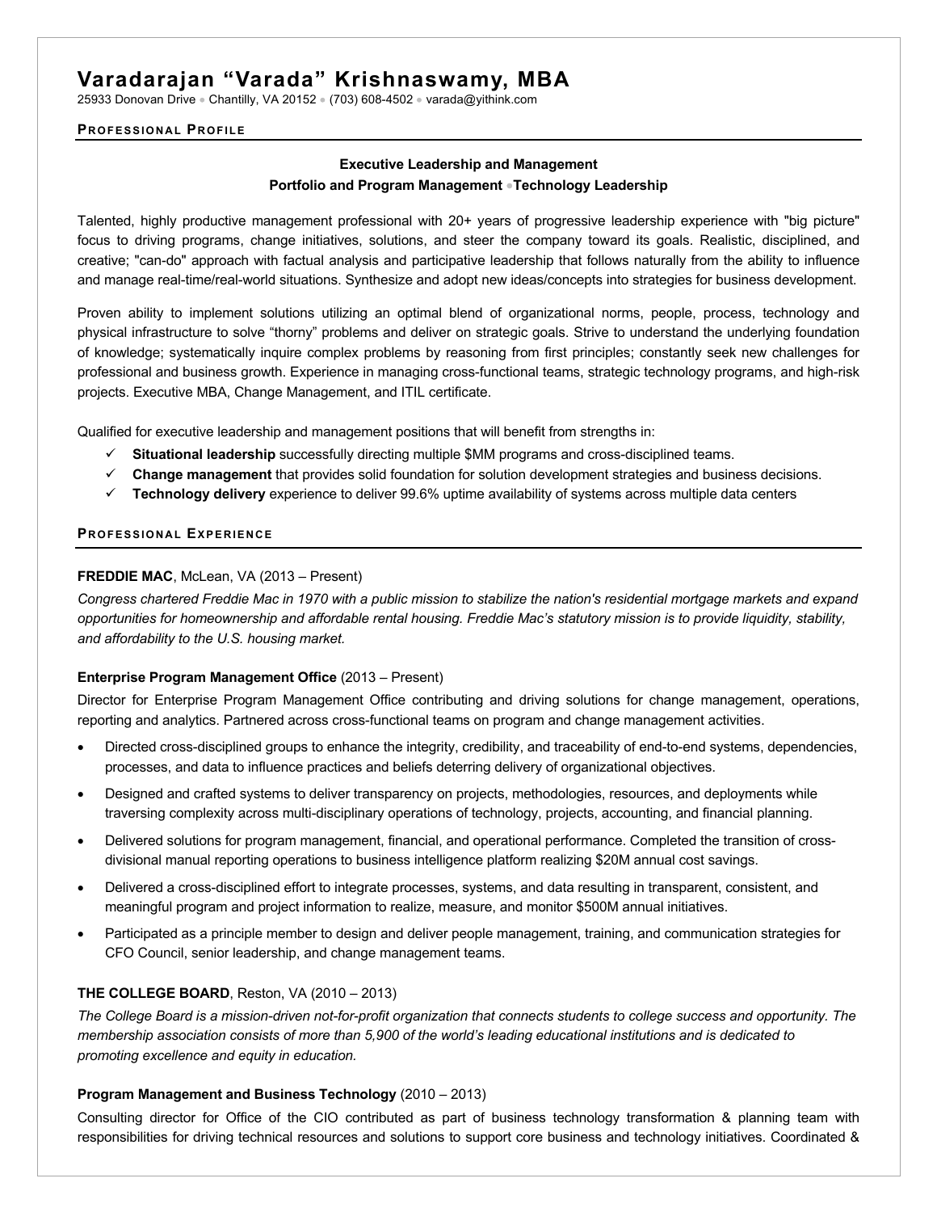# Varadarajan "Varada" Krishnaswamy, MBA

25933 Donovan Drive • Chantilly, VA 20152 • (703) 608-4502 • varada@yithink.com

## Professional Profile

**Executive Leadership and Management**

**Portfolio and Program Management • Technology Leadership**

Talented, highly productive management professional with 20+ years of progressive leadership experience with "big picture" focus to driving programs, change initiatives, solutions, and steer the company toward its goals. Realistic, disciplined, and creative; "can-do" approach with factual analysis and participative leadership that follows naturally from the ability to influence and manage real-time/real-world situations. Synthesize and adopt new ideas/concepts into strategies for business development.

Proven ability to implement solutions utilizing an optimal blend of organizational norms, people, process, technology and physical infrastructure to solve "thorny" problems and deliver on strategic goals. Strive to understand the underlying foundation of knowledge; systematically inquire complex problems by reasoning from first principles; constantly seek new challenges for professional and business growth. Experience in managing cross-functional teams, strategic technology programs, and high-risk projects. Executive MBA, Change Management, and ITIL certificate.

Qualified for executive leadership and management positions that will benefit from strengths in:

- ✓ **Situational leadership** successfully directing multiple $MM programs and cross-disciplined teams.
- ✓ **Change management** that provides solid foundation for solution development strategies and business decisions.
- ✓ **Technology delivery** experience to deliver 99.6% uptime availability of systems across multiple data centers

## Professional Experience

**FREDDIE MAC**, McLean, VA (2013 – Present)

*Congress chartered Freddie Mac in 1970 with a public mission to stabilize the nation's residential mortgage markets and expand opportunities for homeownership and affordable rental housing. Freddie Mac's statutory mission is to provide liquidity, stability, and affordability to the U.S. housing market.*

**Enterprise Program Management Office** (2013 – Present)

Director for Enterprise Program Management Office contributing and driving solutions for change management, operations, reporting and analytics. Partnered across cross-functional teams on program and change management activities.

- Directed cross-disciplined groups to enhance the integrity, credibility, and traceability of end-to-end systems, dependencies, processes, and data to influence practices and beliefs deterring delivery of organizational objectives.
- Designed and crafted systems to deliver transparency on projects, methodologies, resources, and deployments while traversing complexity across multi-disciplinary operations of technology, projects, accounting, and financial planning.
- Delivered solutions for program management, financial, and operational performance. Completed the transition of cross-divisional manual reporting operations to business intelligence platform realizing $20M annual cost savings.
- Delivered a cross-disciplined effort to integrate processes, systems, and data resulting in transparent, consistent, and meaningful program and project information to realize, measure, and monitor $500M annual initiatives.
- Participated as a principle member to design and deliver people management, training, and communication strategies for CFO Council, senior leadership, and change management teams.

**THE COLLEGE BOARD**, Reston, VA (2010 – 2013)

*The College Board is a mission-driven not-for-profit organization that connects students to college success and opportunity. The membership association consists of more than 5,900 of the world's leading educational institutions and is dedicated to promoting excellence and equity in education.*

**Program Management and Business Technology** (2010 – 2013)

Consulting director for Office of the CIO contributed as part of business technology transformation & planning team with responsibilities for driving technical resources and solutions to support core business and technology initiatives. Coordinated &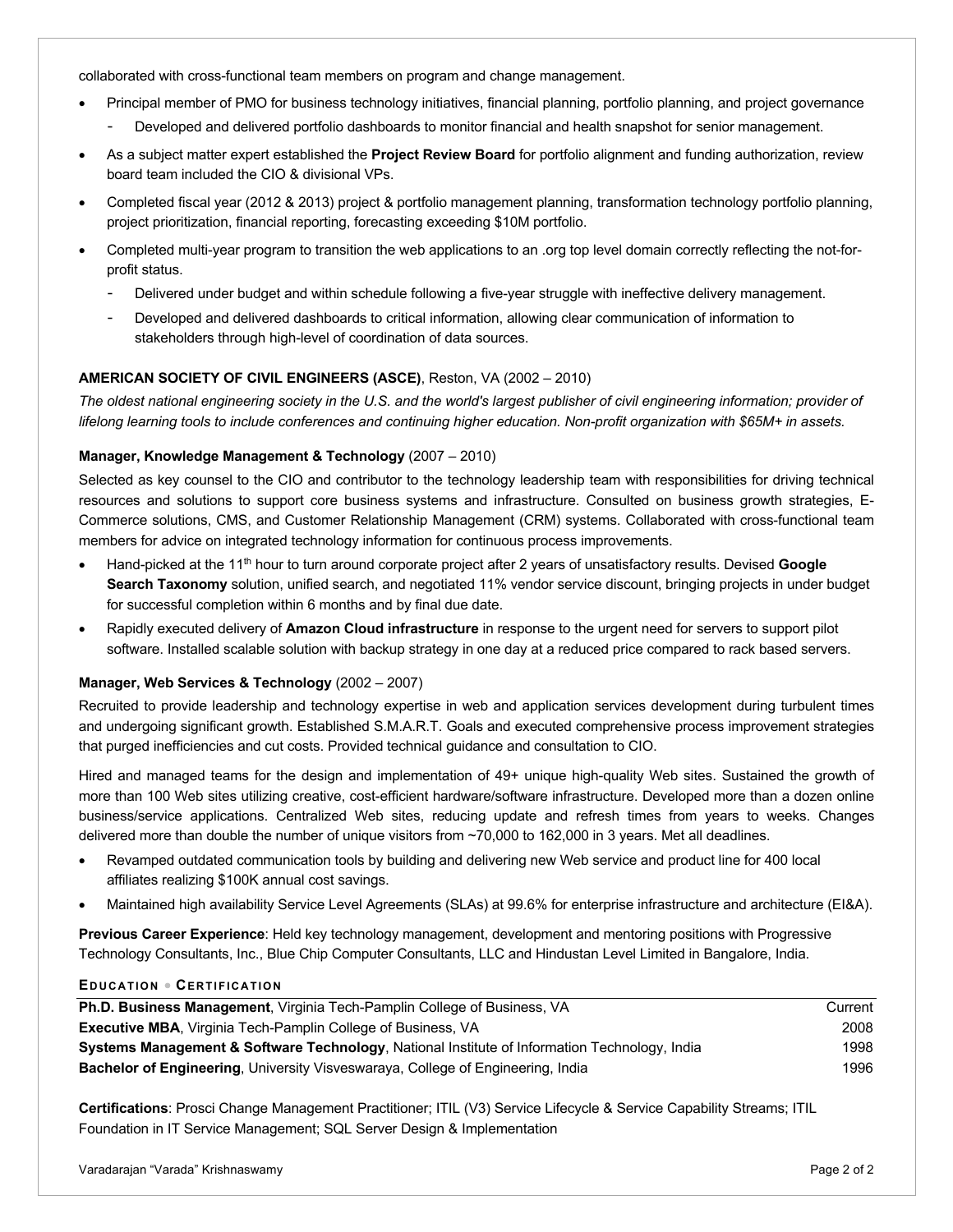collaborated with cross-functional team members on program and change management.

- Principal member of PMO for business technology initiatives, financial planning, portfolio planning, and project governance
  - Developed and delivered portfolio dashboards to monitor financial and health snapshot for senior management.
- As a subject matter expert established the **Project Review Board** for portfolio alignment and funding authorization, review board team included the CIO & divisional VPs.
- Completed fiscal year (2012 & 2013) project & portfolio management planning, transformation technology portfolio planning, project prioritization, financial reporting, forecasting exceeding $10M portfolio.
- Completed multi-year program to transition the web applications to an .org top level domain correctly reflecting the not-for-profit status.
  - Delivered under budget and within schedule following a five-year struggle with ineffective delivery management.
  - Developed and delivered dashboards to critical information, allowing clear communication of information to stakeholders through high-level of coordination of data sources.

**AMERICAN SOCIETY OF CIVIL ENGINEERS (ASCE)**, Reston, VA (2002 – 2010)

*The oldest national engineering society in the U.S. and the world's largest publisher of civil engineering information; provider of lifelong learning tools to include conferences and continuing higher education. Non-profit organization with $65M+ in assets.*

**Manager, Knowledge Management & Technology** (2007 – 2010)

Selected as key counsel to the CIO and contributor to the technology leadership team with responsibilities for driving technical resources and solutions to support core business systems and infrastructure. Consulted on business growth strategies, E-Commerce solutions, CMS, and Customer Relationship Management (CRM) systems. Collaborated with cross-functional team members for advice on integrated technology information for continuous process improvements.

- Hand-picked at the 11th hour to turn around corporate project after 2 years of unsatisfactory results. Devised **Google Search Taxonomy** solution, unified search, and negotiated 11% vendor service discount, bringing projects in under budget for successful completion within 6 months and by final due date.
- Rapidly executed delivery of **Amazon Cloud infrastructure** in response to the urgent need for servers to support pilot software. Installed scalable solution with backup strategy in one day at a reduced price compared to rack based servers.

**Manager, Web Services & Technology** (2002 – 2007)

Recruited to provide leadership and technology expertise in web and application services development during turbulent times and undergoing significant growth. Established S.M.A.R.T. Goals and executed comprehensive process improvement strategies that purged inefficiencies and cut costs. Provided technical guidance and consultation to CIO.

Hired and managed teams for the design and implementation of 49+ unique high-quality Web sites. Sustained the growth of more than 100 Web sites utilizing creative, cost-efficient hardware/software infrastructure. Developed more than a dozen online business/service applications. Centralized Web sites, reducing update and refresh times from years to weeks. Changes delivered more than double the number of unique visitors from ~70,000 to 162,000 in 3 years. Met all deadlines.

- Revamped outdated communication tools by building and delivering new Web service and product line for 400 local affiliates realizing $100K annual cost savings.
- Maintained high availability Service Level Agreements (SLAs) at 99.6% for enterprise infrastructure and architecture (EI&A).

**Previous Career Experience**: Held key technology management, development and mentoring positions with Progressive Technology Consultants, Inc., Blue Chip Computer Consultants, LLC and Hindustan Level Limited in Bangalore, India.

## EDUCATION • CERTIFICATION

| | |
|---|---|
| **Ph.D. Business Management**, Virginia Tech-Pamplin College of Business, VA | Current |
| **Executive MBA**, Virginia Tech-Pamplin College of Business, VA | 2008 |
| **Systems Management & Software Technology**, National Institute of Information Technology, India | 1998 |
| **Bachelor of Engineering**, University Visveswaraya, College of Engineering, India | 1996 |

**Certifications**: Prosci Change Management Practitioner; ITIL (V3) Service Lifecycle & Service Capability Streams; ITIL Foundation in IT Service Management; SQL Server Design & Implementation